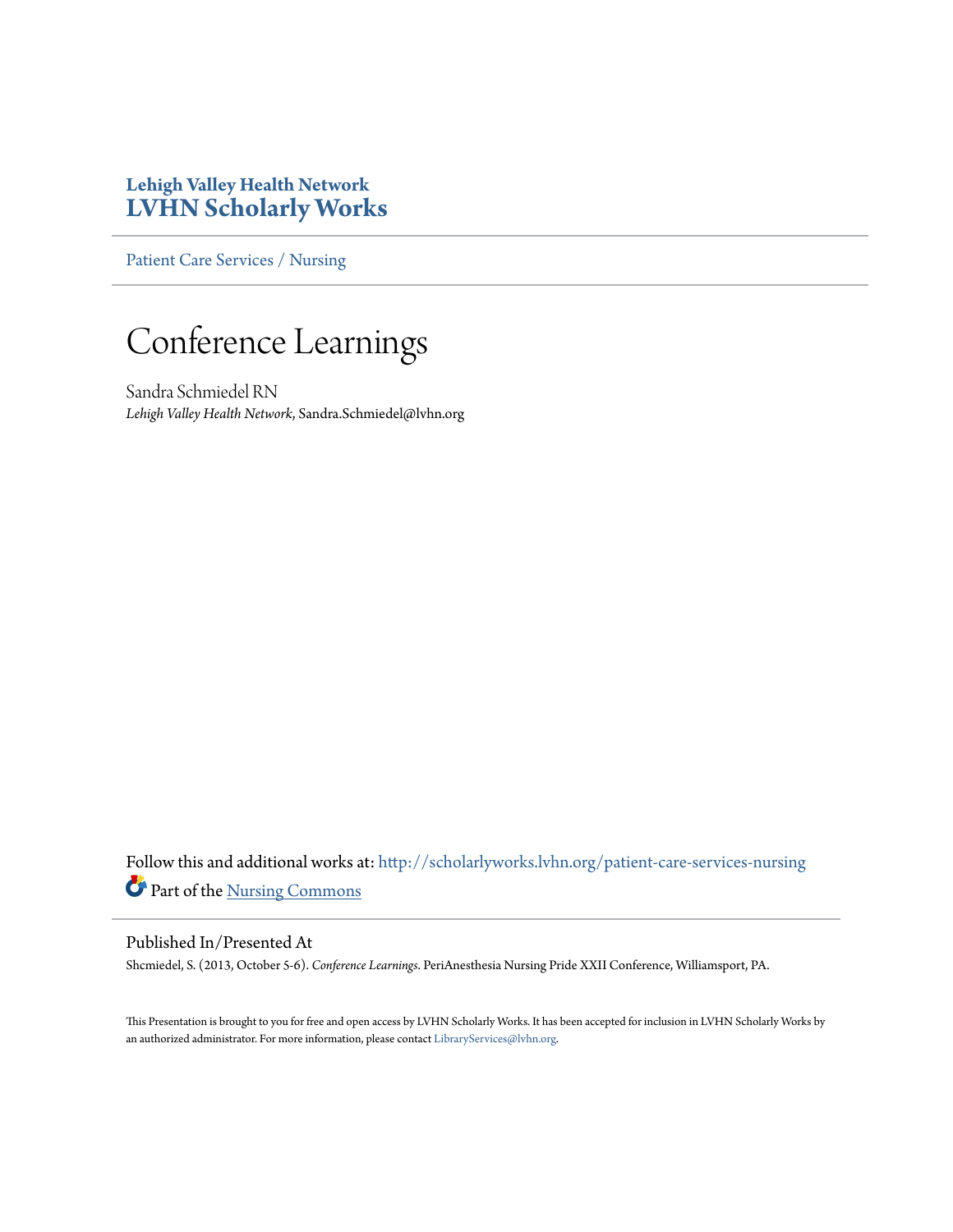**Lehigh Valley Health Network**
**LVHN Scholarly Works**

Patient Care Services / Nursing

# Conference Learnings

Sandra Schmiedel RN
*Lehigh Valley Health Network*, Sandra.Schmiedel@lvhn.org

Follow this and additional works at: http://scholarlyworks.lvhn.org/patient-care-services-nursing
Part of the Nursing Commons

## Published In/Presented At

Shcmiedel, S. (2013, October 5-6). *Conference Learnings*. PeriAnesthesia Nursing Pride XXII Conference, Williamsport, PA.

This Presentation is brought to you for free and open access by LVHN Scholarly Works. It has been accepted for inclusion in LVHN Scholarly Works by an authorized administrator. For more information, please contact LibraryServices@lvhn.org.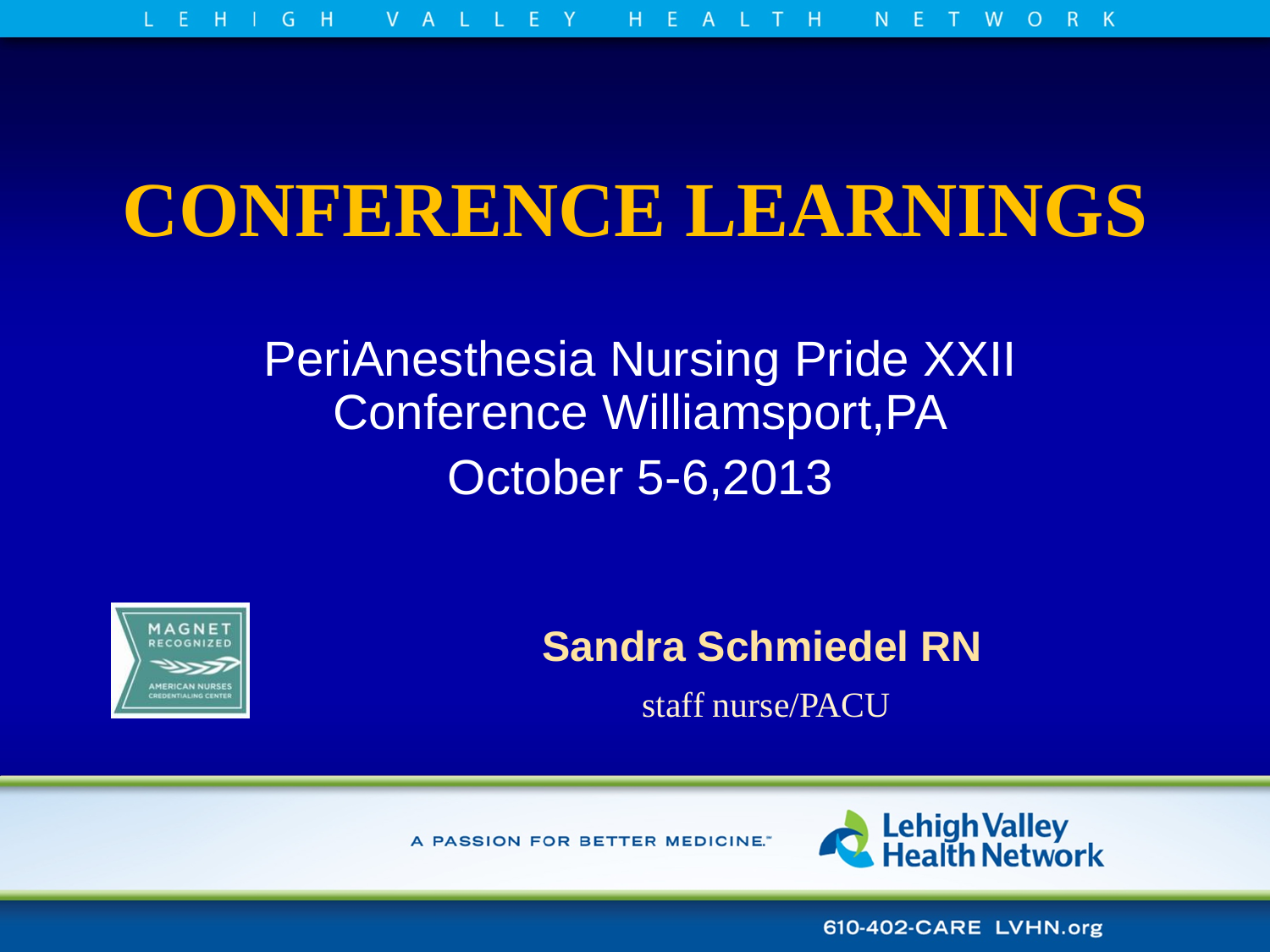# CONFERENCE LEARNINGS

PeriAnesthesia Nursing Pride XXII Conference Williamsport,PA

October 5-6,2013

**Sandra Schmiedel RN**

staff nurse/PACU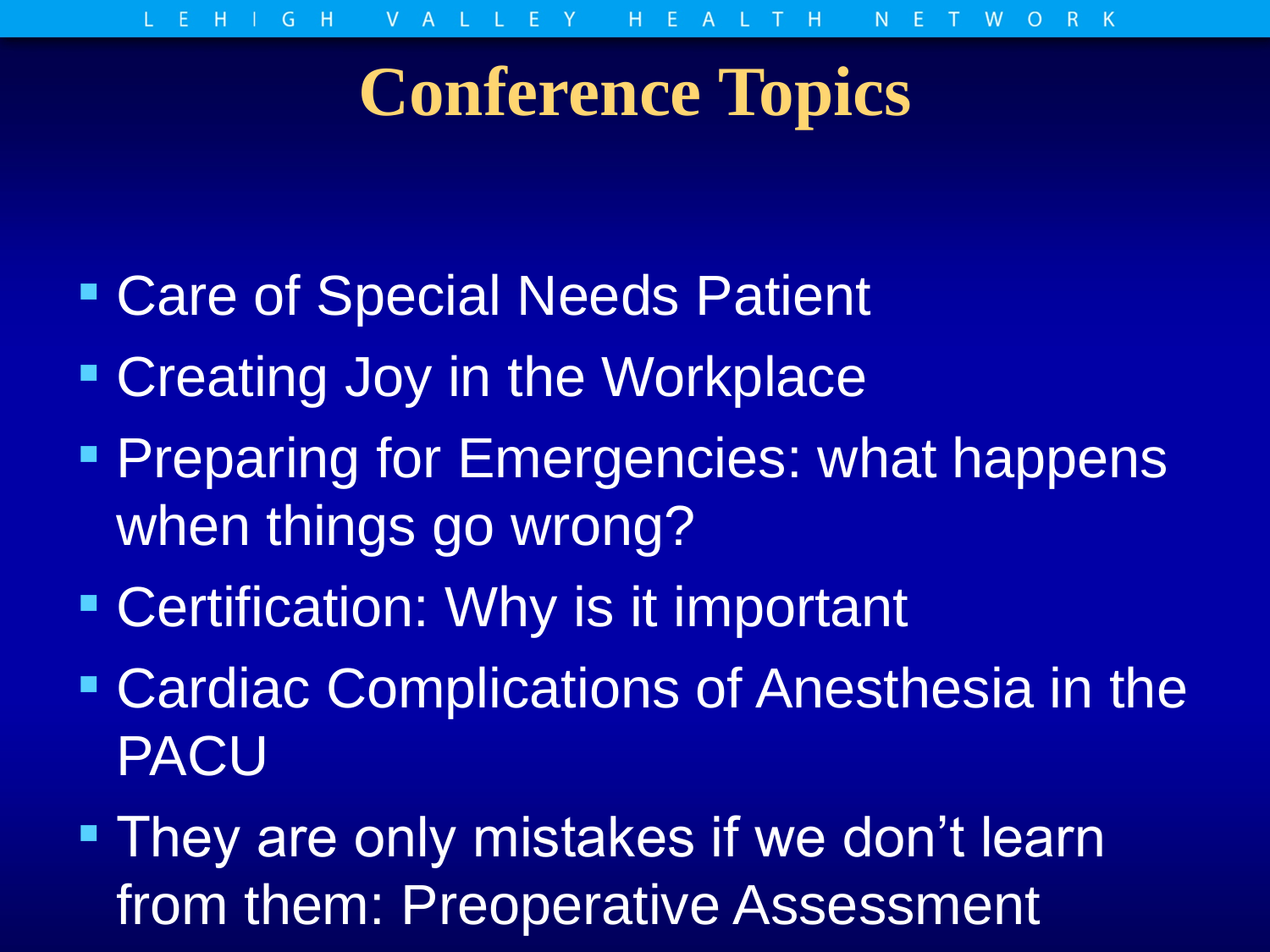# Conference Topics

- Care of Special Needs Patient
- Creating Joy in the Workplace
- Preparing for Emergencies: what happens when things go wrong?
- Certification: Why is it important
- Cardiac Complications of Anesthesia in the PACU
- They are only mistakes if we don't learn from them: Preoperative Assessment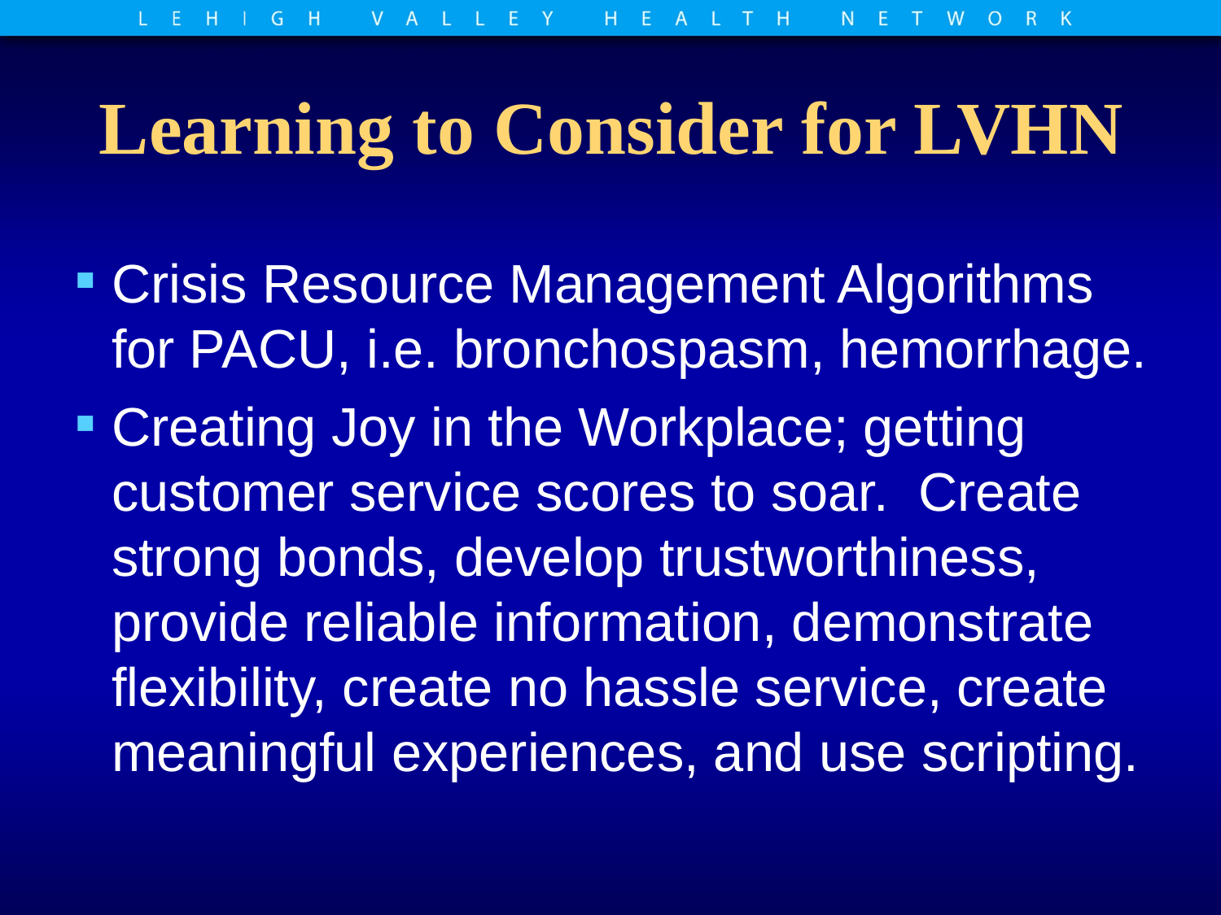# Learning to Consider for LVHN

- Crisis Resource Management Algorithms for PACU, i.e. bronchospasm, hemorrhage.
- Creating Joy in the Workplace; getting customer service scores to soar. Create strong bonds, develop trustworthiness, provide reliable information, demonstrate flexibility, create no hassle service, create meaningful experiences, and use scripting.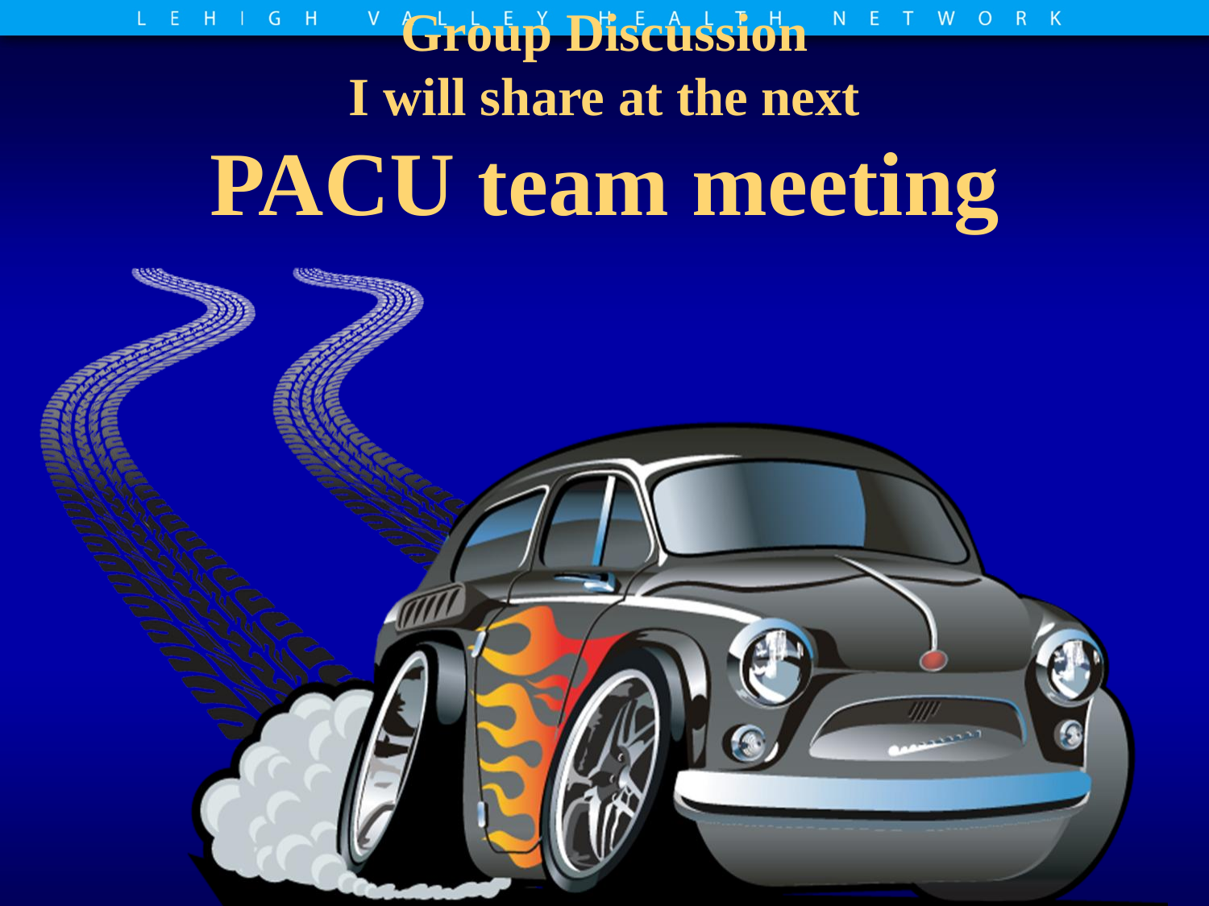# Group Discussion

## I will share at the next

# PACU team meeting